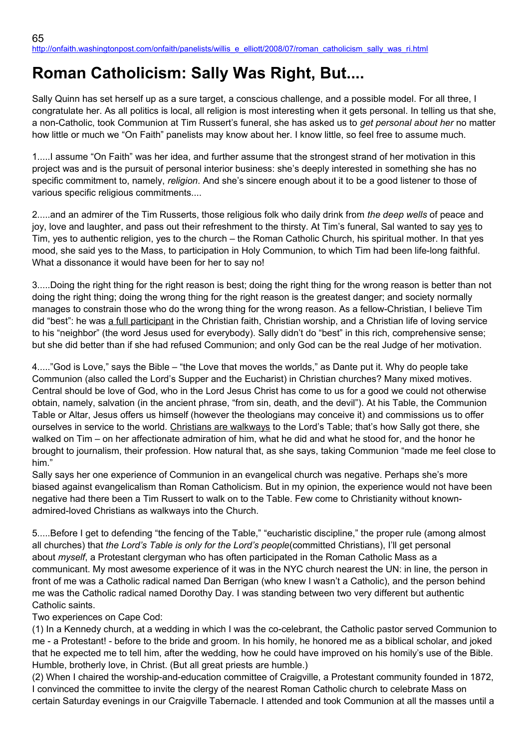http://onfaith.washingtonpost.com/onfaith/panelists/willis_e_elliott/2008/07/roman_catholicism_sally_was_ri.html

# Roman Catholicism: Sally Was Right, But....

Sally Quinn has set herself up as a sure target, a conscious challenge, and a possible model. For all three, I congratulate her. As all politics is local, all religion is most interesting when it gets personal. In telling us that she, a non-Catholic, took Communion at Tim Russert's funeral, she has asked us to *get personal about her* no matter how little or much we "On Faith" panelists may know about her. I know little, so feel free to assume much.

1.....I assume "On Faith" was her idea, and further assume that the strongest strand of her motivation in this project was and is the pursuit of personal interior business: she's deeply interested in something she has no specific commitment to, namely, *religion*. And she's sincere enough about it to be a good listener to those of various specific religious commitments....

2.....and an admirer of the Tim Russerts, those religious folk who daily drink from *the deep wells* of peace and joy, love and laughter, and pass out their refreshment to the thirsty. At Tim's funeral, Sal wanted to say yes to Tim, yes to authentic religion, yes to the church – the Roman Catholic Church, his spiritual mother. In that yes mood, she said yes to the Mass, to participation in Holy Communion, to which Tim had been life-long faithful. What a dissonance it would have been for her to say no!

3.....Doing the right thing for the right reason is best; doing the right thing for the wrong reason is better than not doing the right thing; doing the wrong thing for the right reason is the greatest danger; and society normally manages to constrain those who do the wrong thing for the wrong reason. As a fellow-Christian, I believe Tim did "best": he was a full participant in the Christian faith, Christian worship, and a Christian life of loving service to his "neighbor" (the word Jesus used for everybody). Sally didn't do "best" in this rich, comprehensive sense; but she did better than if she had refused Communion; and only God can be the real Judge of her motivation.

4....."God is Love," says the Bible – "the Love that moves the worlds," as Dante put it. Why do people take Communion (also called the Lord's Supper and the Eucharist) in Christian churches? Many mixed motives. Central should be love of God, who in the Lord Jesus Christ has come to us for a good we could not otherwise obtain, namely, salvation (in the ancient phrase, "from sin, death, and the devil"). At his Table, the Communion Table or Altar, Jesus offers us himself (however the theologians may conceive it) and commissions us to offer ourselves in service to the world. Christians are walkways to the Lord's Table; that's how Sally got there, she walked on Tim – on her affectionate admiration of him, what he did and what he stood for, and the honor he brought to journalism, their profession. How natural that, as she says, taking Communion "made me feel close to him."

Sally says her one experience of Communion in an evangelical church was negative. Perhaps she's more biased against evangelicalism than Roman Catholicism. But in my opinion, the experience would not have been negative had there been a Tim Russert to walk on to the Table. Few come to Christianity without known-admired-loved Christians as walkways into the Church.

5.....Before I get to defending "the fencing of the Table," "eucharistic discipline," the proper rule (among almost all churches) that *the Lord's Table is only for the Lord's people*(committed Christians), I'll get personal about *myself*, a Protestant clergyman who has often participated in the Roman Catholic Mass as a communicant. My most awesome experience of it was in the NYC church nearest the UN: in line, the person in front of me was a Catholic radical named Dan Berrigan (who knew I wasn't a Catholic), and the person behind me was the Catholic radical named Dorothy Day. I was standing between two very different but authentic Catholic saints.

Two experiences on Cape Cod:

(1) In a Kennedy church, at a wedding in which I was the co-celebrant, the Catholic pastor served Communion to me - a Protestant! - before to the bride and groom. In his homily, he honored me as a biblical scholar, and joked that he expected me to tell him, after the wedding, how he could have improved on his homily's use of the Bible. Humble, brotherly love, in Christ. (But all great priests are humble.)

(2) When I chaired the worship-and-education committee of Craigville, a Protestant community founded in 1872, I convinced the committee to invite the clergy of the nearest Roman Catholic church to celebrate Mass on certain Saturday evenings in our Craigville Tabernacle. I attended and took Communion at all the masses until a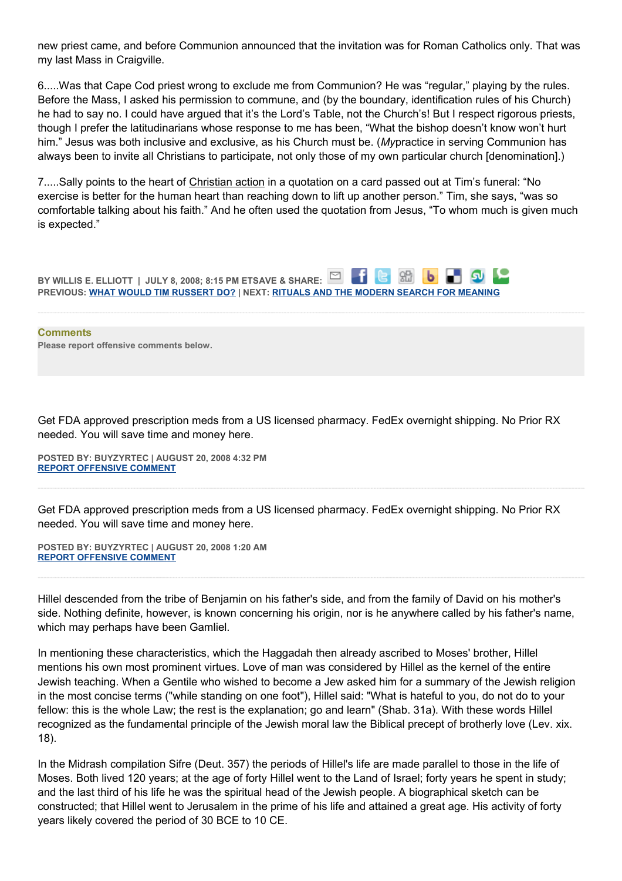new priest came, and before Communion announced that the invitation was for Roman Catholics only. That was my last Mass in Craigville.

6.....Was that Cape Cod priest wrong to exclude me from Communion? He was "regular," playing by the rules. Before the Mass, I asked his permission to commune, and (by the boundary, identification rules of his Church) he had to say no. I could have argued that it's the Lord's Table, not the Church's! But I respect rigorous priests, though I prefer the latitudinarians whose response to me has been, "What the bishop doesn't know won't hurt him." Jesus was both inclusive and exclusive, as his Church must be. (*My*practice in serving Communion has always been to invite all Christians to participate, not only those of my own particular church [denomination].)

7.....Sally points to the heart of Christian action in a quotation on a card passed out at Tim's funeral: "No exercise is better for the human heart than reaching down to lift up another person." Tim, she says, "was so comfortable talking about his faith." And he often used the quotation from Jesus, "To whom much is given much is expected."

**BY WILLIS E. ELLIOTT | JULY 8, 2008; 8:15 PM ETSAVE & SHARE:**
**PREVIOUS: WHAT WOULD TIM RUSSERT DO? | NEXT: RITUALS AND THE MODERN SEARCH FOR MEANING**

**Comments**
**Please report offensive comments below.**

Get FDA approved prescription meds from a US licensed pharmacy. FedEx overnight shipping. No Prior RX needed. You will save time and money here.

**POSTED BY: BUYZYRTEC | AUGUST 20, 2008 4:32 PM**
**REPORT OFFENSIVE COMMENT**

Get FDA approved prescription meds from a US licensed pharmacy. FedEx overnight shipping. No Prior RX needed. You will save time and money here.

**POSTED BY: BUYZYRTEC | AUGUST 20, 2008 1:20 AM**
**REPORT OFFENSIVE COMMENT**

Hillel descended from the tribe of Benjamin on his father's side, and from the family of David on his mother's side. Nothing definite, however, is known concerning his origin, nor is he anywhere called by his father's name, which may perhaps have been Gamliel.

In mentioning these characteristics, which the Haggadah then already ascribed to Moses' brother, Hillel mentions his own most prominent virtues. Love of man was considered by Hillel as the kernel of the entire Jewish teaching. When a Gentile who wished to become a Jew asked him for a summary of the Jewish religion in the most concise terms ("while standing on one foot"), Hillel said: "What is hateful to you, do not do to your fellow: this is the whole Law; the rest is the explanation; go and learn" (Shab. 31a). With these words Hillel recognized as the fundamental principle of the Jewish moral law the Biblical precept of brotherly love (Lev. xix. 18).

In the Midrash compilation Sifre (Deut. 357) the periods of Hillel's life are made parallel to those in the life of Moses. Both lived 120 years; at the age of forty Hillel went to the Land of Israel; forty years he spent in study; and the last third of his life he was the spiritual head of the Jewish people. A biographical sketch can be constructed; that Hillel went to Jerusalem in the prime of his life and attained a great age. His activity of forty years likely covered the period of 30 BCE to 10 CE.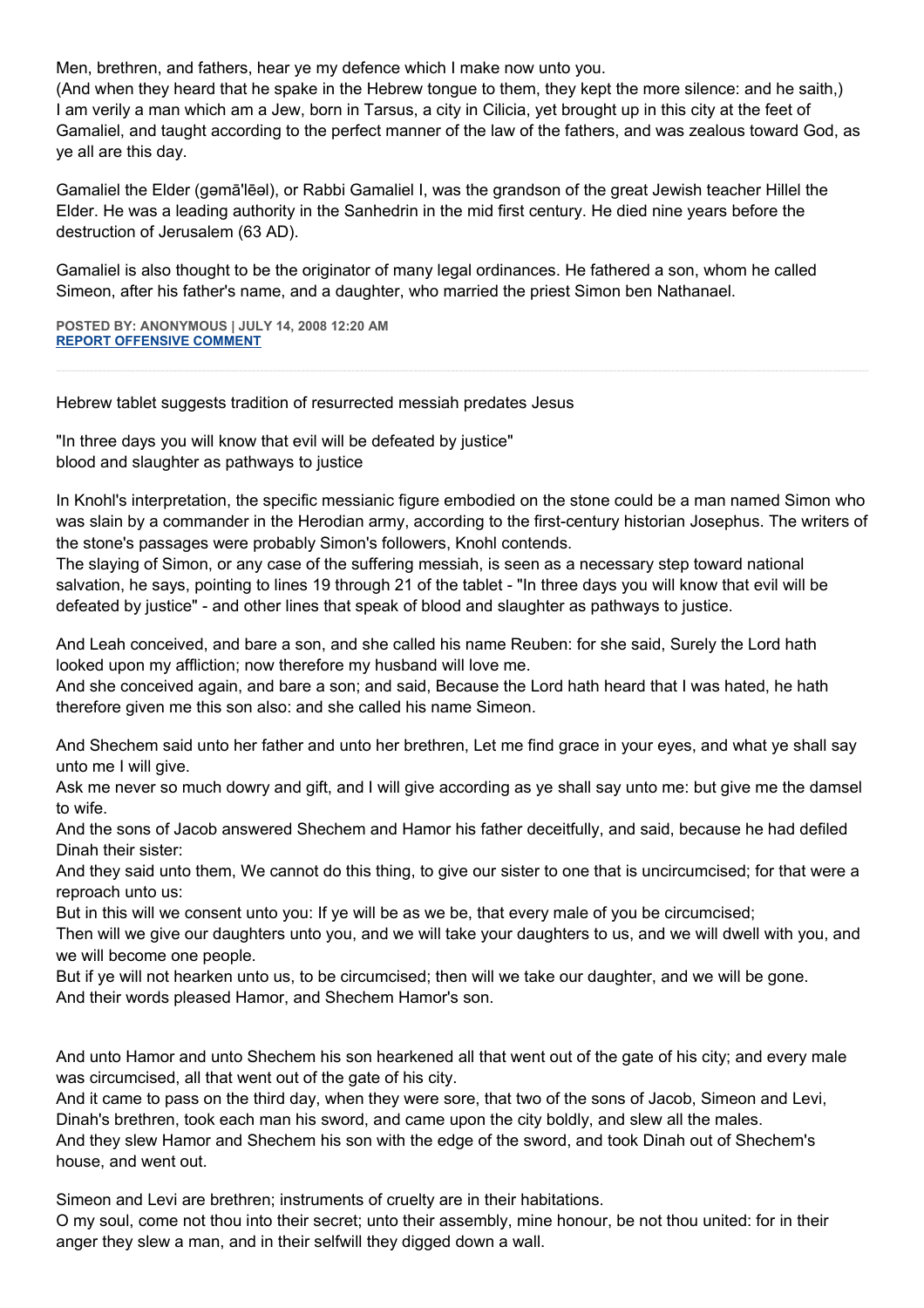Men, brethren, and fathers, hear ye my defence which I make now unto you.
(And when they heard that he spake in the Hebrew tongue to them, they kept the more silence: and he saith,)
I am verily a man which am a Jew, born in Tarsus, a city in Cilicia, yet brought up in this city at the feet of Gamaliel, and taught according to the perfect manner of the law of the fathers, and was zealous toward God, as ye all are this day.

Gamaliel the Elder (gəmā'lēəl), or Rabbi Gamaliel I, was the grandson of the great Jewish teacher Hillel the Elder. He was a leading authority in the Sanhedrin in the mid first century. He died nine years before the destruction of Jerusalem (63 AD).

Gamaliel is also thought to be the originator of many legal ordinances. He fathered a son, whom he called Simeon, after his father's name, and a daughter, who married the priest Simon ben Nathanael.

**POSTED BY: ANONYMOUS | JULY 14, 2008 12:20 AM**
**REPORT OFFENSIVE COMMENT**

---

Hebrew tablet suggests tradition of resurrected messiah predates Jesus

"In three days you will know that evil will be defeated by justice"
blood and slaughter as pathways to justice

In Knohl's interpretation, the specific messianic figure embodied on the stone could be a man named Simon who was slain by a commander in the Herodian army, according to the first-century historian Josephus. The writers of the stone's passages were probably Simon's followers, Knohl contends.
The slaying of Simon, or any case of the suffering messiah, is seen as a necessary step toward national salvation, he says, pointing to lines 19 through 21 of the tablet - "In three days you will know that evil will be defeated by justice" - and other lines that speak of blood and slaughter as pathways to justice.

And Leah conceived, and bare a son, and she called his name Reuben: for she said, Surely the Lord hath looked upon my affliction; now therefore my husband will love me.
And she conceived again, and bare a son; and said, Because the Lord hath heard that I was hated, he hath therefore given me this son also: and she called his name Simeon.

And Shechem said unto her father and unto her brethren, Let me find grace in your eyes, and what ye shall say unto me I will give.
Ask me never so much dowry and gift, and I will give according as ye shall say unto me: but give me the damsel to wife.
And the sons of Jacob answered Shechem and Hamor his father deceitfully, and said, because he had defiled Dinah their sister:
And they said unto them, We cannot do this thing, to give our sister to one that is uncircumcised; for that were a reproach unto us:
But in this will we consent unto you: If ye will be as we be, that every male of you be circumcised;
Then will we give our daughters unto you, and we will take your daughters to us, and we will dwell with you, and we will become one people.
But if ye will not hearken unto us, to be circumcised; then will we take our daughter, and we will be gone.
And their words pleased Hamor, and Shechem Hamor's son.

And unto Hamor and unto Shechem his son hearkened all that went out of the gate of his city; and every male was circumcised, all that went out of the gate of his city.
And it came to pass on the third day, when they were sore, that two of the sons of Jacob, Simeon and Levi, Dinah's brethren, took each man his sword, and came upon the city boldly, and slew all the males.
And they slew Hamor and Shechem his son with the edge of the sword, and took Dinah out of Shechem's house, and went out.

Simeon and Levi are brethren; instruments of cruelty are in their habitations.
O my soul, come not thou into their secret; unto their assembly, mine honour, be not thou united: for in their anger they slew a man, and in their selfwill they digged down a wall.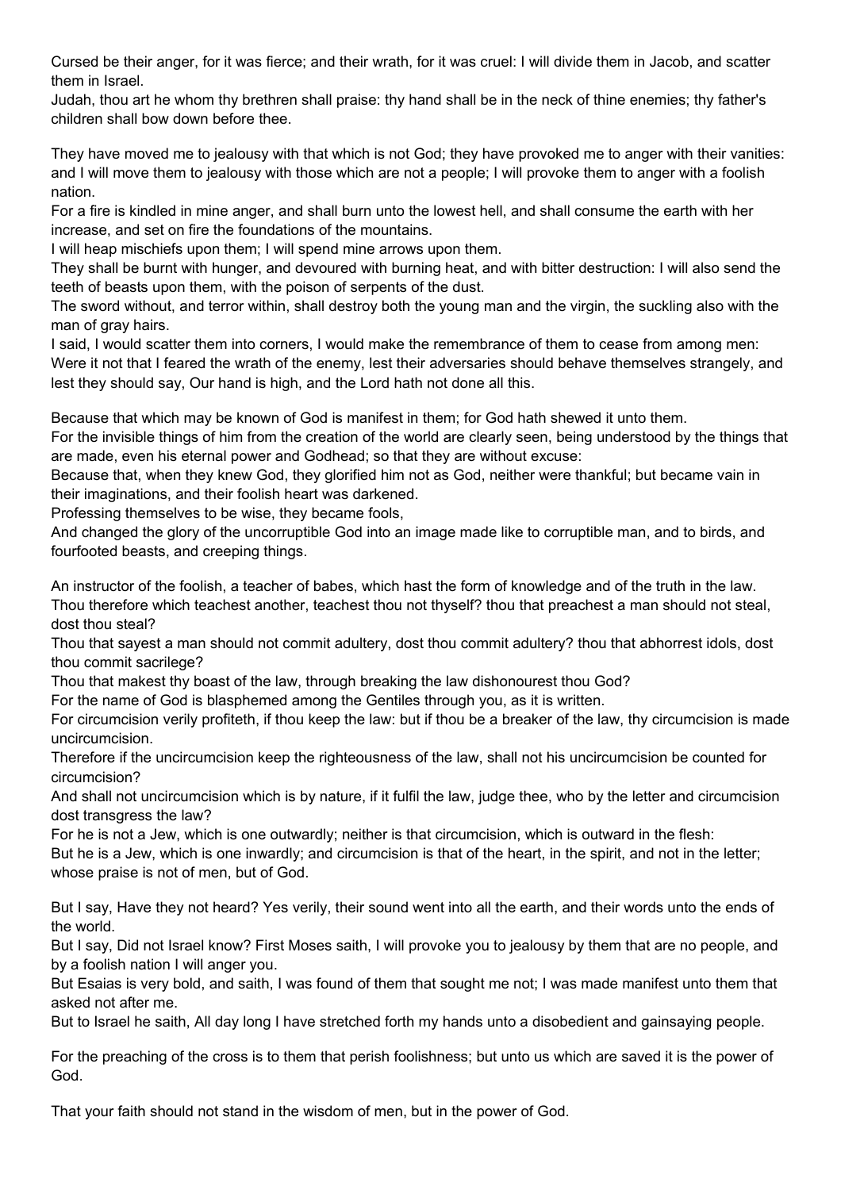Cursed be their anger, for it was fierce; and their wrath, for it was cruel: I will divide them in Jacob, and scatter them in Israel.
Judah, thou art he whom thy brethren shall praise: thy hand shall be in the neck of thine enemies; thy father's children shall bow down before thee.

They have moved me to jealousy with that which is not God; they have provoked me to anger with their vanities: and I will move them to jealousy with those which are not a people; I will provoke them to anger with a foolish nation.
For a fire is kindled in mine anger, and shall burn unto the lowest hell, and shall consume the earth with her increase, and set on fire the foundations of the mountains.
I will heap mischiefs upon them; I will spend mine arrows upon them.
They shall be burnt with hunger, and devoured with burning heat, and with bitter destruction: I will also send the teeth of beasts upon them, with the poison of serpents of the dust.
The sword without, and terror within, shall destroy both the young man and the virgin, the suckling also with the man of gray hairs.
I said, I would scatter them into corners, I would make the remembrance of them to cease from among men:
Were it not that I feared the wrath of the enemy, lest their adversaries should behave themselves strangely, and lest they should say, Our hand is high, and the Lord hath not done all this.

Because that which may be known of God is manifest in them; for God hath shewed it unto them.
For the invisible things of him from the creation of the world are clearly seen, being understood by the things that are made, even his eternal power and Godhead; so that they are without excuse:
Because that, when they knew God, they glorified him not as God, neither were thankful; but became vain in their imaginations, and their foolish heart was darkened.
Professing themselves to be wise, they became fools,
And changed the glory of the uncorruptible God into an image made like to corruptible man, and to birds, and fourfooted beasts, and creeping things.

An instructor of the foolish, a teacher of babes, which hast the form of knowledge and of the truth in the law.
Thou therefore which teachest another, teachest thou not thyself? thou that preachest a man should not steal, dost thou steal?
Thou that sayest a man should not commit adultery, dost thou commit adultery? thou that abhorrest idols, dost thou commit sacrilege?
Thou that makest thy boast of the law, through breaking the law dishonourest thou God?
For the name of God is blasphemed among the Gentiles through you, as it is written.
For circumcision verily profiteth, if thou keep the law: but if thou be a breaker of the law, thy circumcision is made uncircumcision.
Therefore if the uncircumcision keep the righteousness of the law, shall not his uncircumcision be counted for circumcision?
And shall not uncircumcision which is by nature, if it fulfil the law, judge thee, who by the letter and circumcision dost transgress the law?
For he is not a Jew, which is one outwardly; neither is that circumcision, which is outward in the flesh:
But he is a Jew, which is one inwardly; and circumcision is that of the heart, in the spirit, and not in the letter; whose praise is not of men, but of God.

But I say, Have they not heard? Yes verily, their sound went into all the earth, and their words unto the ends of the world.
But I say, Did not Israel know? First Moses saith, I will provoke you to jealousy by them that are no people, and by a foolish nation I will anger you.
But Esaias is very bold, and saith, I was found of them that sought me not; I was made manifest unto them that asked not after me.
But to Israel he saith, All day long I have stretched forth my hands unto a disobedient and gainsaying people.

For the preaching of the cross is to them that perish foolishness; but unto us which are saved it is the power of God.

That your faith should not stand in the wisdom of men, but in the power of God.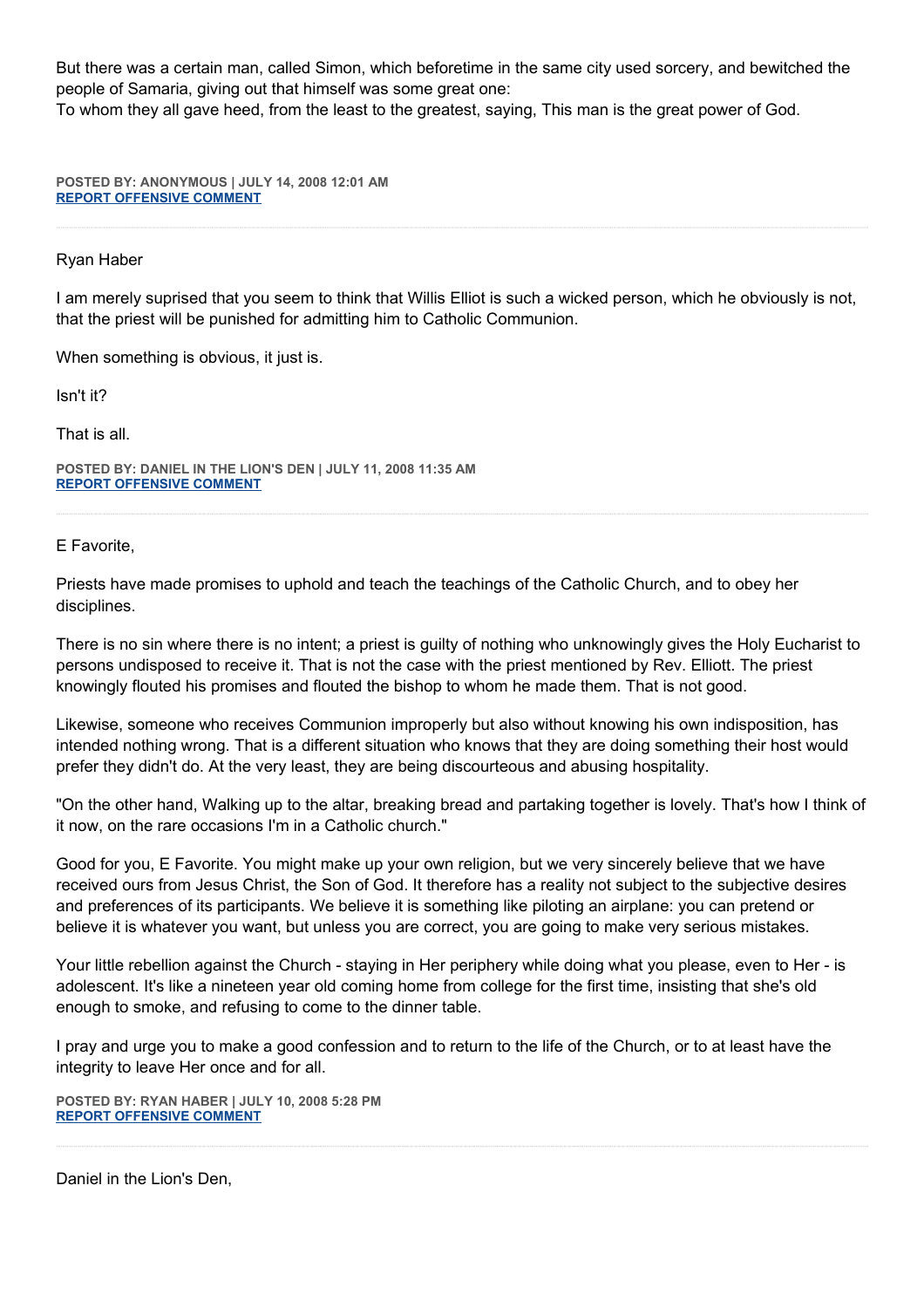But there was a certain man, called Simon, which beforetime in the same city used sorcery, and bewitched the people of Samaria, giving out that himself was some great one:
To whom they all gave heed, from the least to the greatest, saying, This man is the great power of God.

**POSTED BY: ANONYMOUS | JULY 14, 2008 12:01 AM**
**REPORT OFFENSIVE COMMENT**

---

Ryan Haber

I am merely suprised that you seem to think that Willis Elliot is such a wicked person, which he obviously is not, that the priest will be punished for admitting him to Catholic Communion.

When something is obvious, it just is.

Isn't it?

That is all.

**POSTED BY: DANIEL IN THE LION'S DEN | JULY 11, 2008 11:35 AM**
**REPORT OFFENSIVE COMMENT**

---

E Favorite,

Priests have made promises to uphold and teach the teachings of the Catholic Church, and to obey her disciplines.

There is no sin where there is no intent; a priest is guilty of nothing who unknowingly gives the Holy Eucharist to persons undisposed to receive it. That is not the case with the priest mentioned by Rev. Elliott. The priest knowingly flouted his promises and flouted the bishop to whom he made them. That is not good.

Likewise, someone who receives Communion improperly but also without knowing his own indisposition, has intended nothing wrong. That is a different situation who knows that they are doing something their host would prefer they didn't do. At the very least, they are being discourteous and abusing hospitality.

"On the other hand, Walking up to the altar, breaking bread and partaking together is lovely. That's how I think of it now, on the rare occasions I'm in a Catholic church."

Good for you, E Favorite. You might make up your own religion, but we very sincerely believe that we have received ours from Jesus Christ, the Son of God. It therefore has a reality not subject to the subjective desires and preferences of its participants. We believe it is something like piloting an airplane: you can pretend or believe it is whatever you want, but unless you are correct, you are going to make very serious mistakes.

Your little rebellion against the Church - staying in Her periphery while doing what you please, even to Her - is adolescent. It's like a nineteen year old coming home from college for the first time, insisting that she's old enough to smoke, and refusing to come to the dinner table.

I pray and urge you to make a good confession and to return to the life of the Church, or to at least have the integrity to leave Her once and for all.

**POSTED BY: RYAN HABER | JULY 10, 2008 5:28 PM**
**REPORT OFFENSIVE COMMENT**

---

Daniel in the Lion's Den,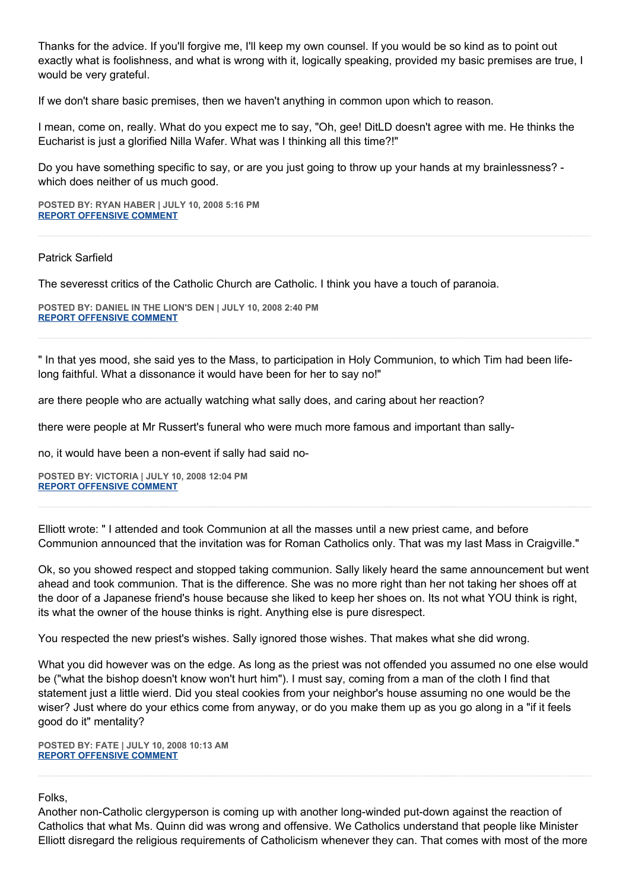Thanks for the advice. If you'll forgive me, I'll keep my own counsel. If you would be so kind as to point out exactly what is foolishness, and what is wrong with it, logically speaking, provided my basic premises are true, I would be very grateful.

If we don't share basic premises, then we haven't anything in common upon which to reason.

I mean, come on, really. What do you expect me to say, "Oh, gee! DitLD doesn't agree with me. He thinks the Eucharist is just a glorified Nilla Wafer. What was I thinking all this time?!"

Do you have something specific to say, or are you just going to throw up your hands at my brainlessness? - which does neither of us much good.

**POSTED BY: RYAN HABER | JULY 10, 2008 5:16 PM**
**REPORT OFFENSIVE COMMENT**

---

Patrick Sarfield

The severesst critics of the Catholic Church are Catholic. I think you have a touch of paranoia.

**POSTED BY: DANIEL IN THE LION'S DEN | JULY 10, 2008 2:40 PM**
**REPORT OFFENSIVE COMMENT**

---

" In that yes mood, she said yes to the Mass, to participation in Holy Communion, to which Tim had been life-long faithful. What a dissonance it would have been for her to say no!"

are there people who are actually watching what sally does, and caring about her reaction?

there were people at Mr Russert's funeral who were much more famous and important than sally-

no, it would have been a non-event if sally had said no-

**POSTED BY: VICTORIA | JULY 10, 2008 12:04 PM**
**REPORT OFFENSIVE COMMENT**

---

Elliott wrote: " I attended and took Communion at all the masses until a new priest came, and before Communion announced that the invitation was for Roman Catholics only. That was my last Mass in Craigville."

Ok, so you showed respect and stopped taking communion. Sally likely heard the same announcement but went ahead and took communion. That is the difference. She was no more right than her not taking her shoes off at the door of a Japanese friend's house because she liked to keep her shoes on. Its not what YOU think is right, its what the owner of the house thinks is right. Anything else is pure disrespect.

You respected the new priest's wishes. Sally ignored those wishes. That makes what she did wrong.

What you did however was on the edge. As long as the priest was not offended you assumed no one else would be ("what the bishop doesn't know won't hurt him"). I must say, coming from a man of the cloth I find that statement just a little wierd. Did you steal cookies from your neighbor's house assuming no one would be the wiser? Just where do your ethics come from anyway, or do you make them up as you go along in a "if it feels good do it" mentality?

**POSTED BY: FATE | JULY 10, 2008 10:13 AM**
**REPORT OFFENSIVE COMMENT**

---

Folks,
Another non-Catholic clergyperson is coming up with another long-winded put-down against the reaction of Catholics that what Ms. Quinn did was wrong and offensive. We Catholics understand that people like Minister Elliott disregard the religious requirements of Catholicism whenever they can. That comes with most of the more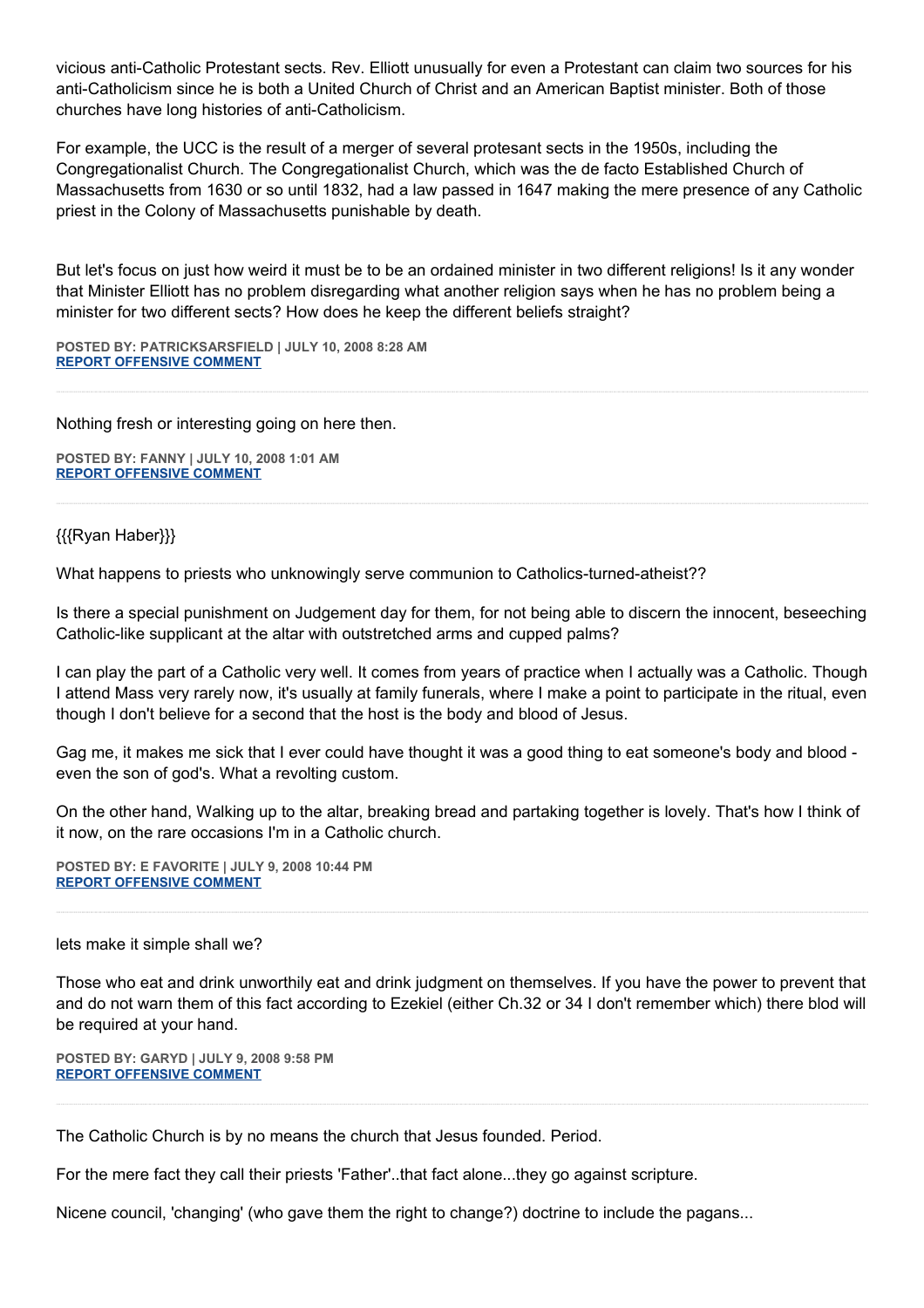vicious anti-Catholic Protestant sects. Rev. Elliott unusually for even a Protestant can claim two sources for his anti-Catholicism since he is both a United Church of Christ and an American Baptist minister. Both of those churches have long histories of anti-Catholicism.

For example, the UCC is the result of a merger of several protesant sects in the 1950s, including the Congregationalist Church. The Congregationalist Church, which was the de facto Established Church of Massachusetts from 1630 or so until 1832, had a law passed in 1647 making the mere presence of any Catholic priest in the Colony of Massachusetts punishable by death.

But let's focus on just how weird it must be to be an ordained minister in two different religions! Is it any wonder that Minister Elliott has no problem disregarding what another religion says when he has no problem being a minister for two different sects? How does he keep the different beliefs straight?

**POSTED BY: PATRICKSARSFIELD | JULY 10, 2008 8:28 AM**
**REPORT OFFENSIVE COMMENT**

---

Nothing fresh or interesting going on here then.

**POSTED BY: FANNY | JULY 10, 2008 1:01 AM**
**REPORT OFFENSIVE COMMENT**

---

{{{Ryan Haber}}}

What happens to priests who unknowingly serve communion to Catholics-turned-atheist??

Is there a special punishment on Judgement day for them, for not being able to discern the innocent, beseeching Catholic-like supplicant at the altar with outstretched arms and cupped palms?

I can play the part of a Catholic very well. It comes from years of practice when I actually was a Catholic. Though I attend Mass very rarely now, it's usually at family funerals, where I make a point to participate in the ritual, even though I don't believe for a second that the host is the body and blood of Jesus.

Gag me, it makes me sick that I ever could have thought it was a good thing to eat someone's body and blood - even the son of god's. What a revolting custom.

On the other hand, Walking up to the altar, breaking bread and partaking together is lovely. That's how I think of it now, on the rare occasions I'm in a Catholic church.

**POSTED BY: E FAVORITE | JULY 9, 2008 10:44 PM**
**REPORT OFFENSIVE COMMENT**

---

lets make it simple shall we?

Those who eat and drink unworthily eat and drink judgment on themselves. If you have the power to prevent that and do not warn them of this fact according to Ezekiel (either Ch.32 or 34 I don't remember which) there blod will be required at your hand.

**POSTED BY: GARYD | JULY 9, 2008 9:58 PM**
**REPORT OFFENSIVE COMMENT**

---

The Catholic Church is by no means the church that Jesus founded. Period.

For the mere fact they call their priests 'Father'..that fact alone...they go against scripture.

Nicene council, 'changing' (who gave them the right to change?) doctrine to include the pagans...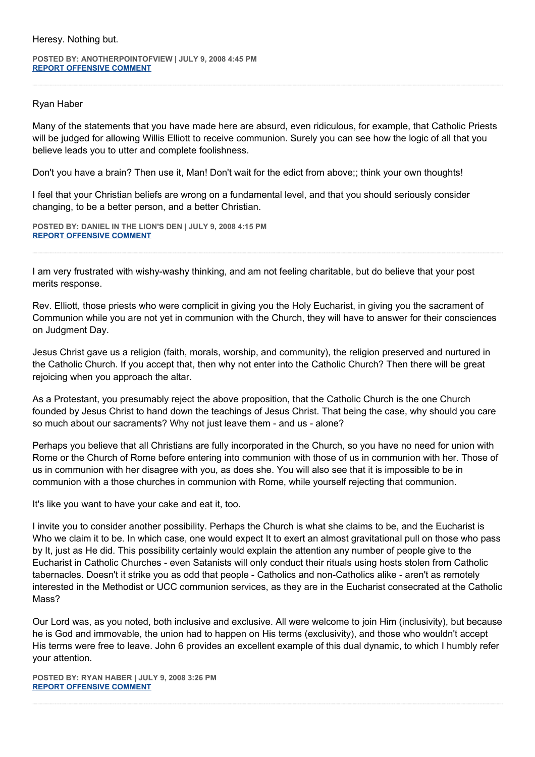Heresy. Nothing but.

**POSTED BY: ANOTHERPOINTOFVIEW | JULY 9, 2008 4:45 PM**
**REPORT OFFENSIVE COMMENT**

---

Ryan Haber

Many of the statements that you have made here are absurd, even ridiculous, for example, that Catholic Priests will be judged for allowing Willis Elliott to receive communion. Surely you can see how the logic of all that you believe leads you to utter and complete foolishness.

Don't you have a brain? Then use it, Man! Don't wait for the edict from above;; think your own thoughts!

I feel that your Christian beliefs are wrong on a fundamental level, and that you should seriously consider changing, to be a better person, and a better Christian.

**POSTED BY: DANIEL IN THE LION'S DEN | JULY 9, 2008 4:15 PM**
**REPORT OFFENSIVE COMMENT**

---

I am very frustrated with wishy-washy thinking, and am not feeling charitable, but do believe that your post merits response.

Rev. Elliott, those priests who were complicit in giving you the Holy Eucharist, in giving you the sacrament of Communion while you are not yet in communion with the Church, they will have to answer for their consciences on Judgment Day.

Jesus Christ gave us a religion (faith, morals, worship, and community), the religion preserved and nurtured in the Catholic Church. If you accept that, then why not enter into the Catholic Church? Then there will be great rejoicing when you approach the altar.

As a Protestant, you presumably reject the above proposition, that the Catholic Church is the one Church founded by Jesus Christ to hand down the teachings of Jesus Christ. That being the case, why should you care so much about our sacraments? Why not just leave them - and us - alone?

Perhaps you believe that all Christians are fully incorporated in the Church, so you have no need for union with Rome or the Church of Rome before entering into communion with those of us in communion with her. Those of us in communion with her disagree with you, as does she. You will also see that it is impossible to be in communion with a those churches in communion with Rome, while yourself rejecting that communion.

It's like you want to have your cake and eat it, too.

I invite you to consider another possibility. Perhaps the Church is what she claims to be, and the Eucharist is Who we claim it to be. In which case, one would expect It to exert an almost gravitational pull on those who pass by It, just as He did. This possibility certainly would explain the attention any number of people give to the Eucharist in Catholic Churches - even Satanists will only conduct their rituals using hosts stolen from Catholic tabernacles. Doesn't it strike you as odd that people - Catholics and non-Catholics alike - aren't as remotely interested in the Methodist or UCC communion services, as they are in the Eucharist consecrated at the Catholic Mass?

Our Lord was, as you noted, both inclusive and exclusive. All were welcome to join Him (inclusivity), but because he is God and immovable, the union had to happen on His terms (exclusivity), and those who wouldn't accept His terms were free to leave. John 6 provides an excellent example of this dual dynamic, to which I humbly refer your attention.

**POSTED BY: RYAN HABER | JULY 9, 2008 3:26 PM**
**REPORT OFFENSIVE COMMENT**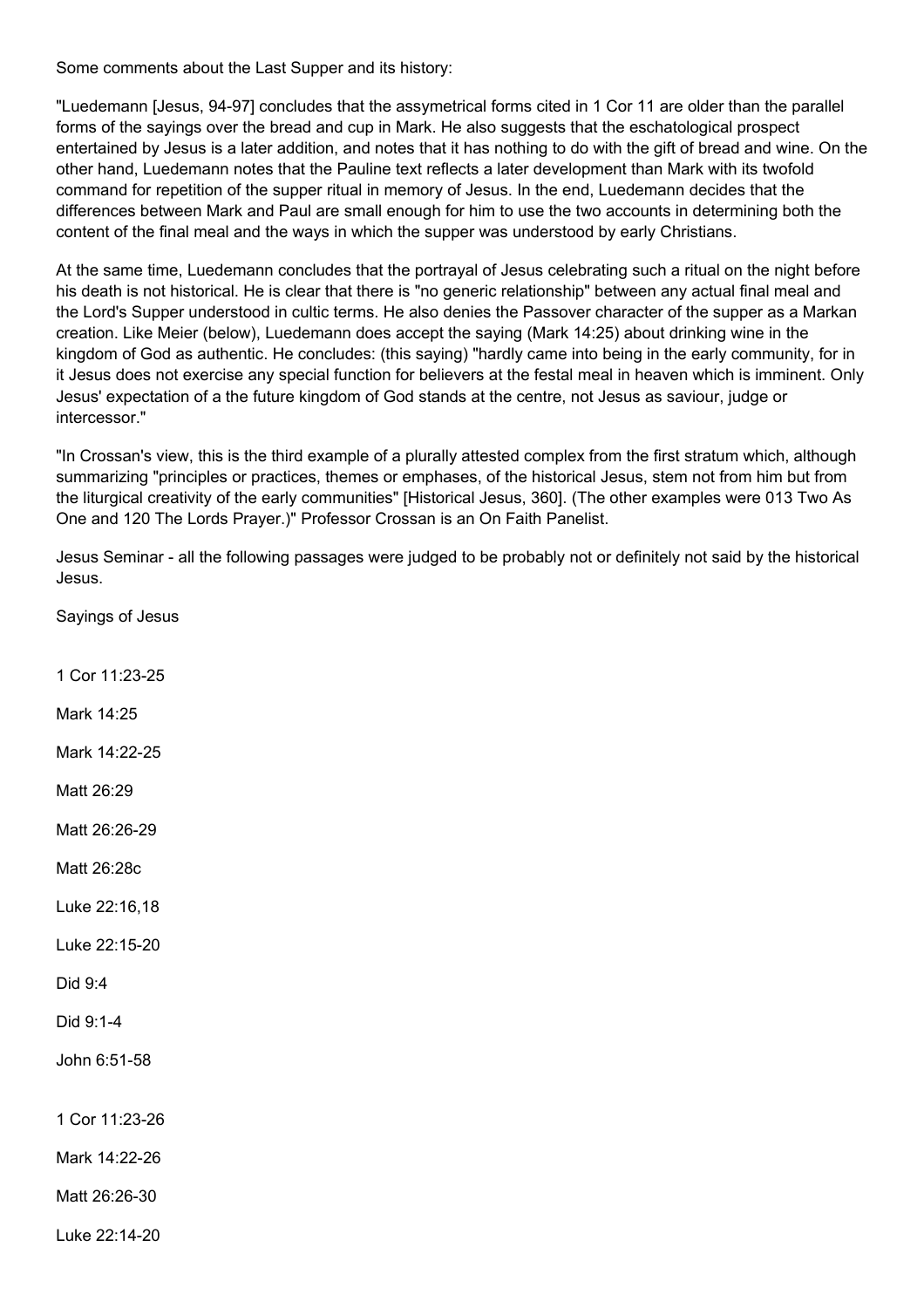Some comments about the Last Supper and its history:

"Luedemann [Jesus, 94-97] concludes that the assymetrical forms cited in 1 Cor 11 are older than the parallel forms of the sayings over the bread and cup in Mark. He also suggests that the eschatological prospect entertained by Jesus is a later addition, and notes that it has nothing to do with the gift of bread and wine. On the other hand, Luedemann notes that the Pauline text reflects a later development than Mark with its twofold command for repetition of the supper ritual in memory of Jesus. In the end, Luedemann decides that the differences between Mark and Paul are small enough for him to use the two accounts in determining both the content of the final meal and the ways in which the supper was understood by early Christians.

At the same time, Luedemann concludes that the portrayal of Jesus celebrating such a ritual on the night before his death is not historical. He is clear that there is "no generic relationship" between any actual final meal and the Lord's Supper understood in cultic terms. He also denies the Passover character of the supper as a Markan creation. Like Meier (below), Luedemann does accept the saying (Mark 14:25) about drinking wine in the kingdom of God as authentic. He concludes: (this saying) "hardly came into being in the early community, for in it Jesus does not exercise any special function for believers at the festal meal in heaven which is imminent. Only Jesus' expectation of a the future kingdom of God stands at the centre, not Jesus as saviour, judge or intercessor."

"In Crossan's view, this is the third example of a plurally attested complex from the first stratum which, although summarizing "principles or practices, themes or emphases, of the historical Jesus, stem not from him but from the liturgical creativity of the early communities" [Historical Jesus, 360]. (The other examples were 013 Two As One and 120 The Lords Prayer.)" Professor Crossan is an On Faith Panelist.

Jesus Seminar - all the following passages were judged to be probably not or definitely not said by the historical Jesus.

Sayings of Jesus

1 Cor 11:23-25

Mark 14:25

Mark 14:22-25

Matt 26:29

Matt 26:26-29

Matt 26:28c

Luke 22:16,18

Luke 22:15-20

Did 9:4

Did 9:1-4

John 6:51-58

1 Cor 11:23-26

Mark 14:22-26

Matt 26:26-30

Luke 22:14-20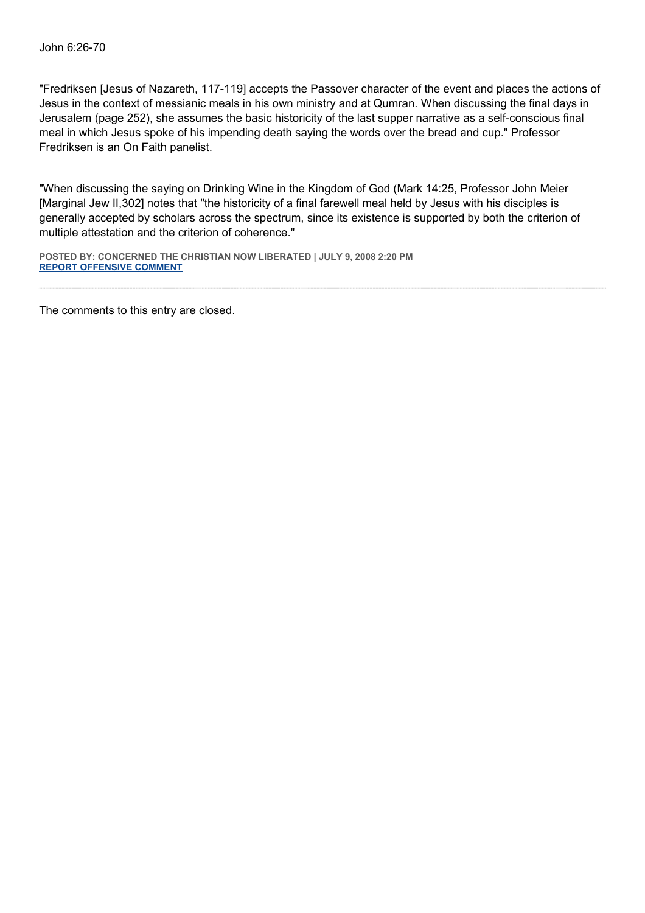John 6:26-70

"Fredriksen [Jesus of Nazareth, 117-119] accepts the Passover character of the event and places the actions of Jesus in the context of messianic meals in his own ministry and at Qumran. When discussing the final days in Jerusalem (page 252), she assumes the basic historicity of the last supper narrative as a self-conscious final meal in which Jesus spoke of his impending death saying the words over the bread and cup." Professor Fredriksen is an On Faith panelist.

"When discussing the saying on Drinking Wine in the Kingdom of God (Mark 14:25, Professor John Meier [Marginal Jew II,302] notes that "the historicity of a final farewell meal held by Jesus with his disciples is generally accepted by scholars across the spectrum, since its existence is supported by both the criterion of multiple attestation and the criterion of coherence."

**POSTED BY: CONCERNED THE CHRISTIAN NOW LIBERATED | JULY 9, 2008 2:20 PM**
**REPORT OFFENSIVE COMMENT**

---

The comments to this entry are closed.